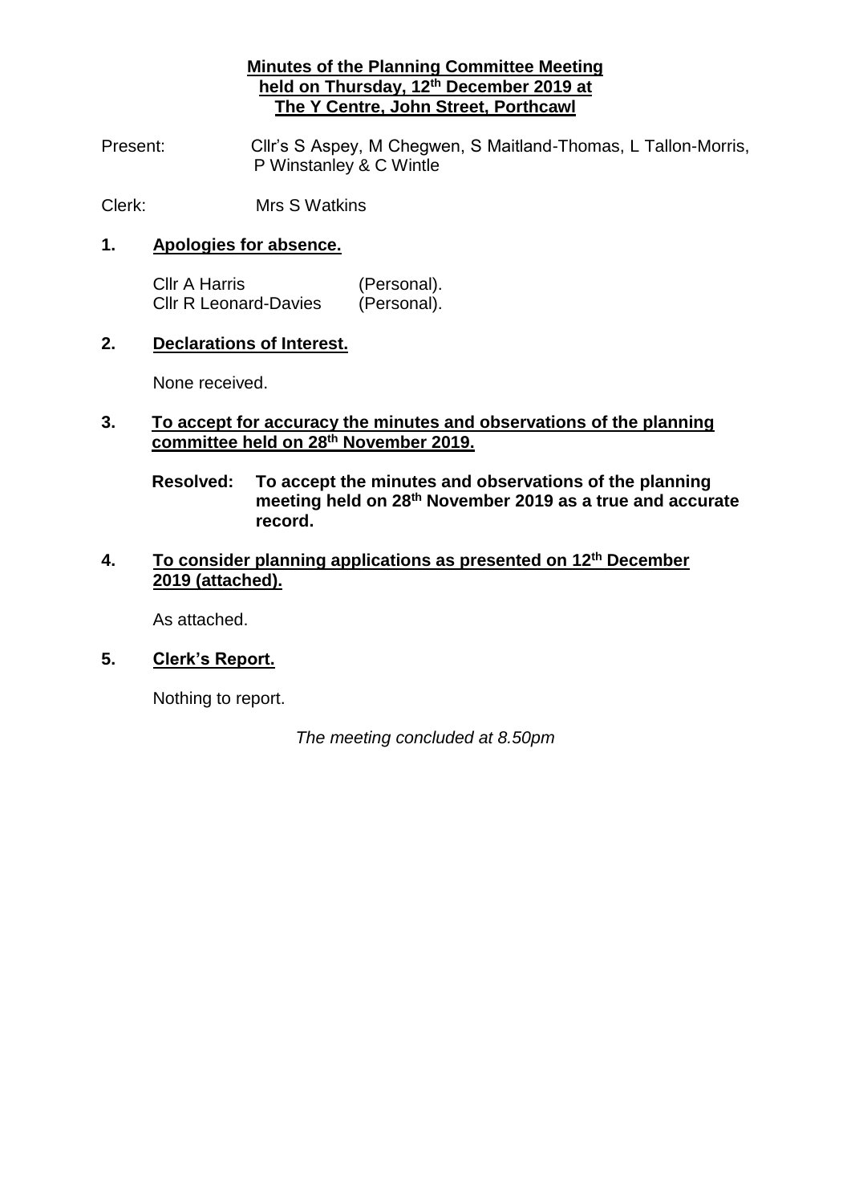**Minutes of the Planning Committee Meeting held on Thursday, 12th December 2019 at The Y Centre, John Street, Porthcawl**

Present: Cllr's S Aspey, M Chegwen, S Maitland-Thomas, L Tallon-Morris, P Winstanley & C Wintle

Clerk: Mrs S Watkins

## 1. Apologies for absence.

Cllr A Harris (Personal).
Cllr R Leonard-Davies (Personal).

## 2. Declarations of Interest.

None received.

## 3. To accept for accuracy the minutes and observations of the planning committee held on 28th November 2019.

**Resolved: To accept the minutes and observations of the planning meeting held on 28th November 2019 as a true and accurate record.**

## 4. To consider planning applications as presented on 12th December 2019 (attached).

As attached.

## 5. Clerk's Report.

Nothing to report.

*The meeting concluded at 8.50pm*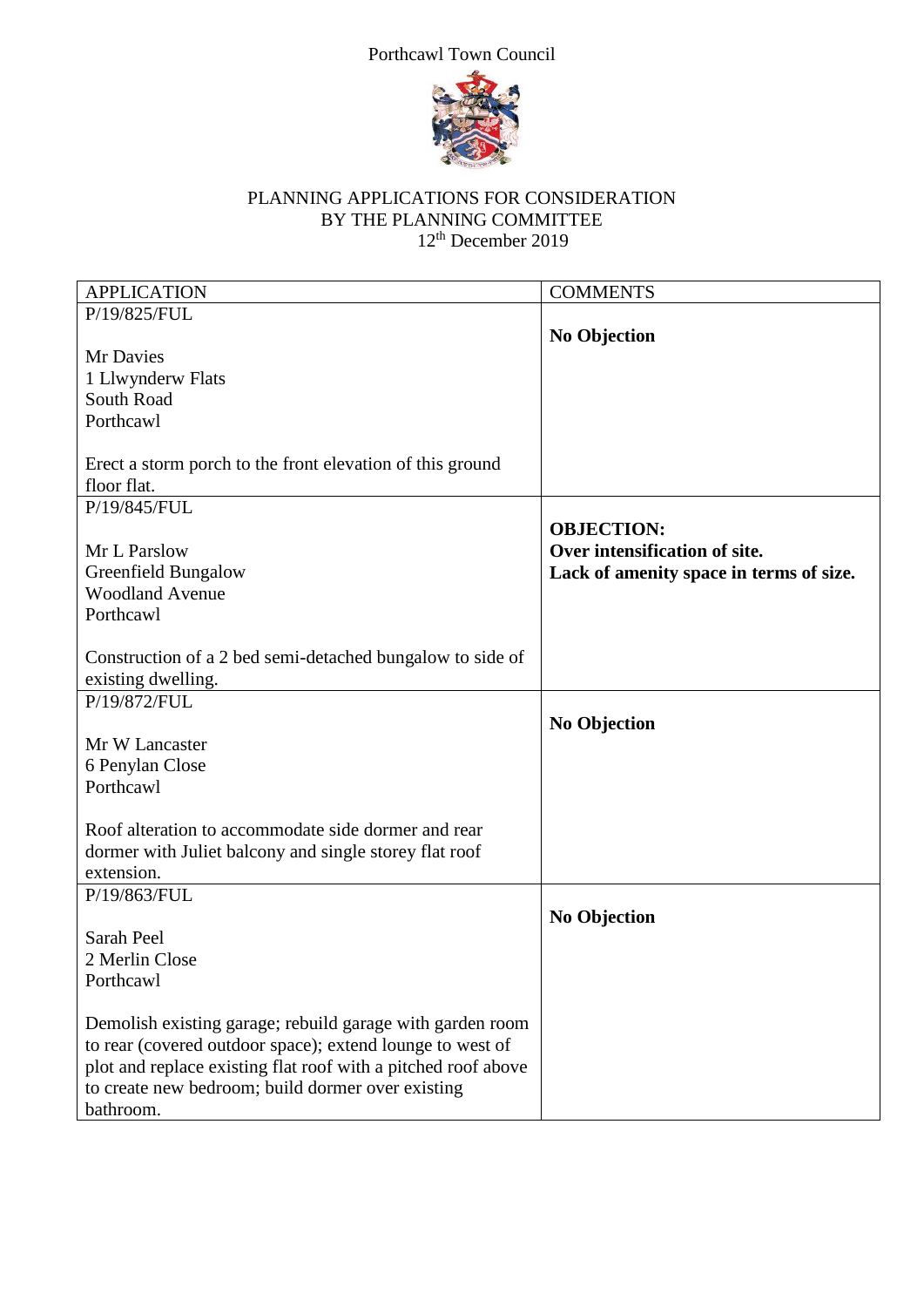Porthcawl Town Council

PLANNING APPLICATIONS FOR CONSIDERATION
BY THE PLANNING COMMITTEE
12th December 2019

| APPLICATION | COMMENTS |
|---|---|
| P/19/825/FUL<br><br>Mr Davies<br>1 Llwynderw Flats<br>South Road<br>Porthcawl<br><br>Erect a storm porch to the front elevation of this ground floor flat. | **No Objection** |
| P/19/845/FUL<br><br>Mr L Parslow<br>Greenfield Bungalow<br>Woodland Avenue<br>Porthcawl<br><br>Construction of a 2 bed semi-detached bungalow to side of existing dwelling. | **OBJECTION:**<br>**Over intensification of site.**<br>**Lack of amenity space in terms of size.** |
| P/19/872/FUL<br><br>Mr W Lancaster<br>6 Penylan Close<br>Porthcawl<br><br>Roof alteration to accommodate side dormer and rear dormer with Juliet balcony and single storey flat roof extension. | **No Objection** |
| P/19/863/FUL<br><br>Sarah Peel<br>2 Merlin Close<br>Porthcawl<br><br>Demolish existing garage; rebuild garage with garden room to rear (covered outdoor space); extend lounge to west of plot and replace existing flat roof with a pitched roof above to create new bedroom; build dormer over existing bathroom. | **No Objection** |